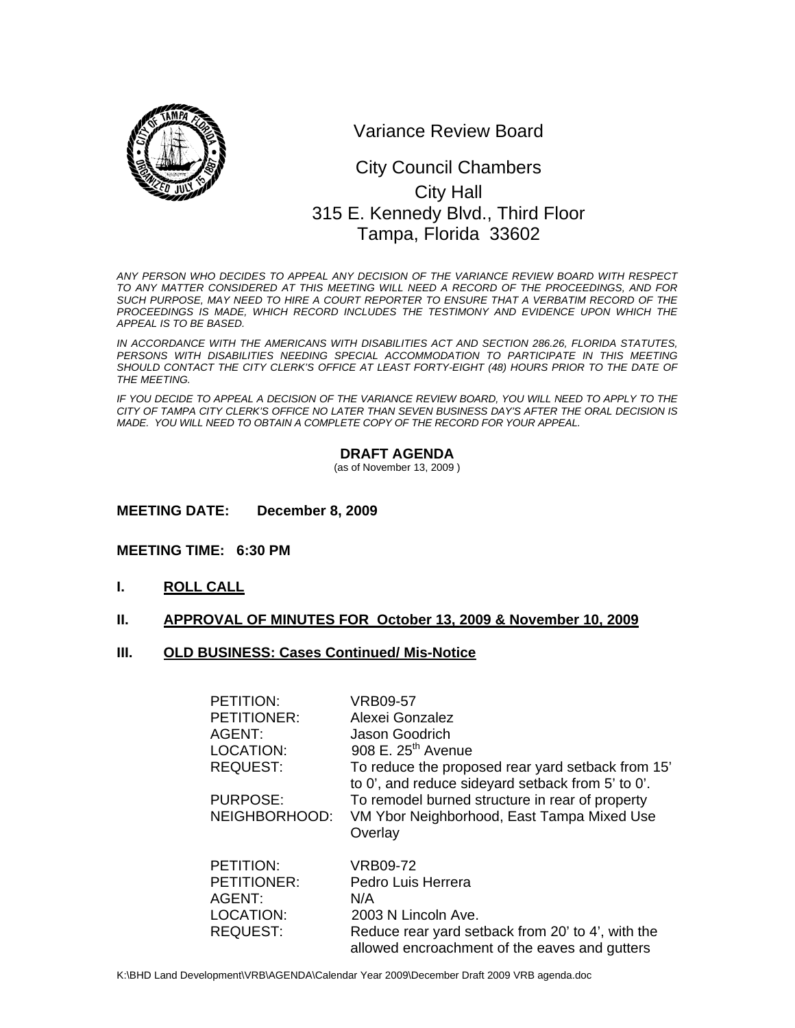# Variance Review Board

City Council Chambers
City Hall
315 E. Kennedy Blvd., Third Floor
Tampa, Florida 33602

*ANY PERSON WHO DECIDES TO APPEAL ANY DECISION OF THE VARIANCE REVIEW BOARD WITH RESPECT TO ANY MATTER CONSIDERED AT THIS MEETING WILL NEED A RECORD OF THE PROCEEDINGS, AND FOR SUCH PURPOSE, MAY NEED TO HIRE A COURT REPORTER TO ENSURE THAT A VERBATIM RECORD OF THE PROCEEDINGS IS MADE, WHICH RECORD INCLUDES THE TESTIMONY AND EVIDENCE UPON WHICH THE APPEAL IS TO BE BASED.*

*IN ACCORDANCE WITH THE AMERICANS WITH DISABILITIES ACT AND SECTION 286.26, FLORIDA STATUTES, PERSONS WITH DISABILITIES NEEDING SPECIAL ACCOMMODATION TO PARTICIPATE IN THIS MEETING SHOULD CONTACT THE CITY CLERK'S OFFICE AT LEAST FORTY-EIGHT (48) HOURS PRIOR TO THE DATE OF THE MEETING.*

*IF YOU DECIDE TO APPEAL A DECISION OF THE VARIANCE REVIEW BOARD, YOU WILL NEED TO APPLY TO THE CITY OF TAMPA CITY CLERK'S OFFICE NO LATER THAN SEVEN BUSINESS DAY'S AFTER THE ORAL DECISION IS MADE. YOU WILL NEED TO OBTAIN A COMPLETE COPY OF THE RECORD FOR YOUR APPEAL.*

**DRAFT AGENDA**
(as of November 13, 2009 )

**MEETING DATE: December 8, 2009**

**MEETING TIME: 6:30 PM**

## I. ROLL CALL

## II. APPROVAL OF MINUTES FOR October 13, 2009 & November 10, 2009

## III. OLD BUSINESS: Cases Continued/ Mis-Notice

PETITION: VRB09-57
PETITIONER: Alexei Gonzalez
AGENT: Jason Goodrich
LOCATION: 908 E. 25th Avenue
REQUEST: To reduce the proposed rear yard setback from 15' to 0', and reduce sideyard setback from 5' to 0'.
PURPOSE: To remodel burned structure in rear of property
NEIGHBORHOOD: VM Ybor Neighborhood, East Tampa Mixed Use Overlay

PETITION: VRB09-72
PETITIONER: Pedro Luis Herrera
AGENT: N/A
LOCATION: 2003 N Lincoln Ave.
REQUEST: Reduce rear yard setback from 20' to 4', with the allowed encroachment of the eaves and gutters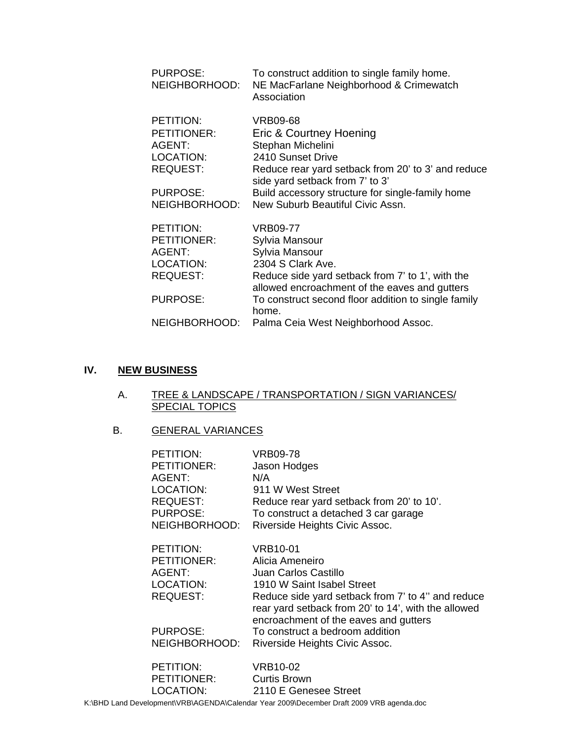PURPOSE: To construct addition to single family home.
NEIGHBORHOOD: NE MacFarlane Neighborhood & Crimewatch Association

PETITION: VRB09-68
PETITIONER: Eric & Courtney Hoening
AGENT: Stephan Michelini
LOCATION: 2410 Sunset Drive
REQUEST: Reduce rear yard setback from 20' to 3' and reduce side yard setback from 7' to 3'
PURPOSE: Build accessory structure for single-family home
NEIGHBORHOOD: New Suburb Beautiful Civic Assn.

PETITION: VRB09-77
PETITIONER: Sylvia Mansour
AGENT: Sylvia Mansour
LOCATION: 2304 S Clark Ave.
REQUEST: Reduce side yard setback from 7' to 1', with the allowed encroachment of the eaves and gutters
PURPOSE: To construct second floor addition to single family home.
NEIGHBORHOOD: Palma Ceia West Neighborhood Assoc.

## IV. NEW BUSINESS

### A. TREE & LANDSCAPE / TRANSPORTATION / SIGN VARIANCES/ SPECIAL TOPICS

### B. GENERAL VARIANCES

PETITION: VRB09-78
PETITIONER: Jason Hodges
AGENT: N/A
LOCATION: 911 W West Street
REQUEST: Reduce rear yard setback from 20' to 10'.
PURPOSE: To construct a detached 3 car garage
NEIGHBORHOOD: Riverside Heights Civic Assoc.

PETITION: VRB10-01
PETITIONER: Alicia Ameneiro
AGENT: Juan Carlos Castillo
LOCATION: 1910 W Saint Isabel Street
REQUEST: Reduce side yard setback from 7' to 4'' and reduce rear yard setback from 20' to 14', with the allowed encroachment of the eaves and gutters
PURPOSE: To construct a bedroom addition
NEIGHBORHOOD: Riverside Heights Civic Assoc.

PETITION: VRB10-02
PETITIONER: Curtis Brown
LOCATION: 2110 E Genesee Street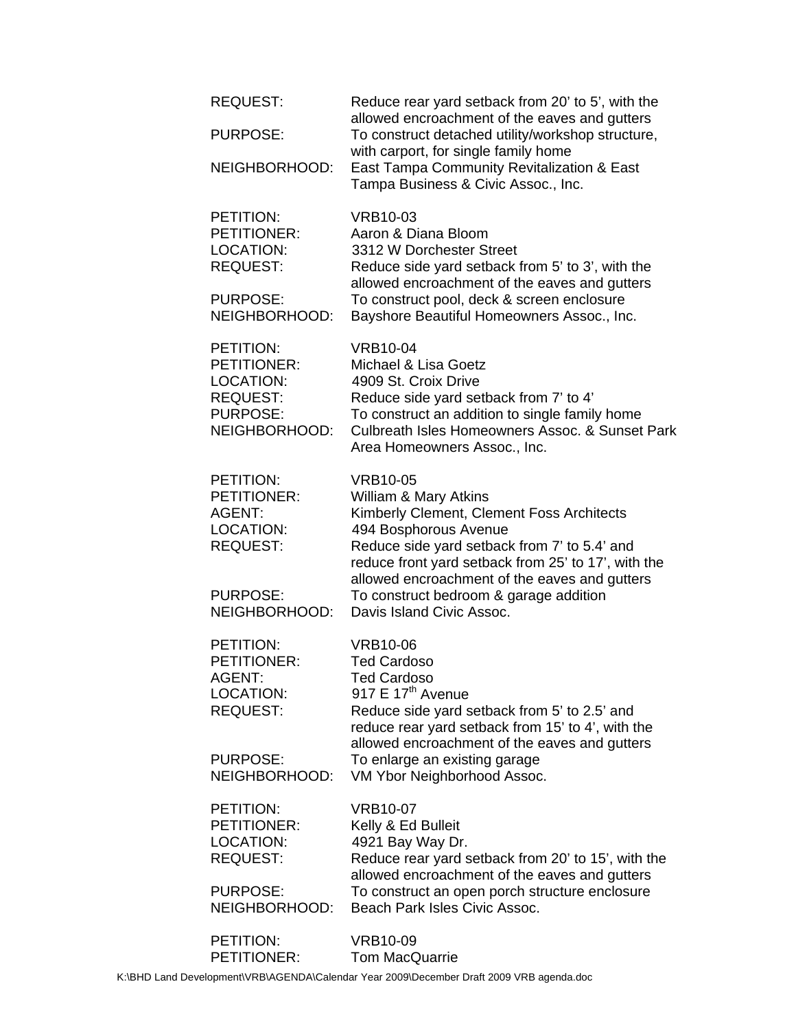REQUEST: Reduce rear yard setback from 20' to 5', with the allowed encroachment of the eaves and gutters
PURPOSE: To construct detached utility/workshop structure, with carport, for single family home
NEIGHBORHOOD: East Tampa Community Revitalization & East Tampa Business & Civic Assoc., Inc.

PETITION: VRB10-03
PETITIONER: Aaron & Diana Bloom
LOCATION: 3312 W Dorchester Street
REQUEST: Reduce side yard setback from 5' to 3', with the allowed encroachment of the eaves and gutters
PURPOSE: To construct pool, deck & screen enclosure
NEIGHBORHOOD: Bayshore Beautiful Homeowners Assoc., Inc.

PETITION: VRB10-04
PETITIONER: Michael & Lisa Goetz
LOCATION: 4909 St. Croix Drive
REQUEST: Reduce side yard setback from 7' to 4'
PURPOSE: To construct an addition to single family home
NEIGHBORHOOD: Culbreath Isles Homeowners Assoc. & Sunset Park Area Homeowners Assoc., Inc.

PETITION: VRB10-05
PETITIONER: William & Mary Atkins
AGENT: Kimberly Clement, Clement Foss Architects
LOCATION: 494 Bosphorous Avenue
REQUEST: Reduce side yard setback from 7' to 5.4' and reduce front yard setback from 25' to 17', with the allowed encroachment of the eaves and gutters
PURPOSE: To construct bedroom & garage addition
NEIGHBORHOOD: Davis Island Civic Assoc.

PETITION: VRB10-06
PETITIONER: Ted Cardoso
AGENT: Ted Cardoso
LOCATION: 917 E 17th Avenue
REQUEST: Reduce side yard setback from 5' to 2.5' and reduce rear yard setback from 15' to 4', with the allowed encroachment of the eaves and gutters
PURPOSE: To enlarge an existing garage
NEIGHBORHOOD: VM Ybor Neighborhood Assoc.

PETITION: VRB10-07
PETITIONER: Kelly & Ed Bulleit
LOCATION: 4921 Bay Way Dr.
REQUEST: Reduce rear yard setback from 20' to 15', with the allowed encroachment of the eaves and gutters
PURPOSE: To construct an open porch structure enclosure
NEIGHBORHOOD: Beach Park Isles Civic Assoc.

PETITION: VRB10-09
PETITIONER: Tom MacQuarrie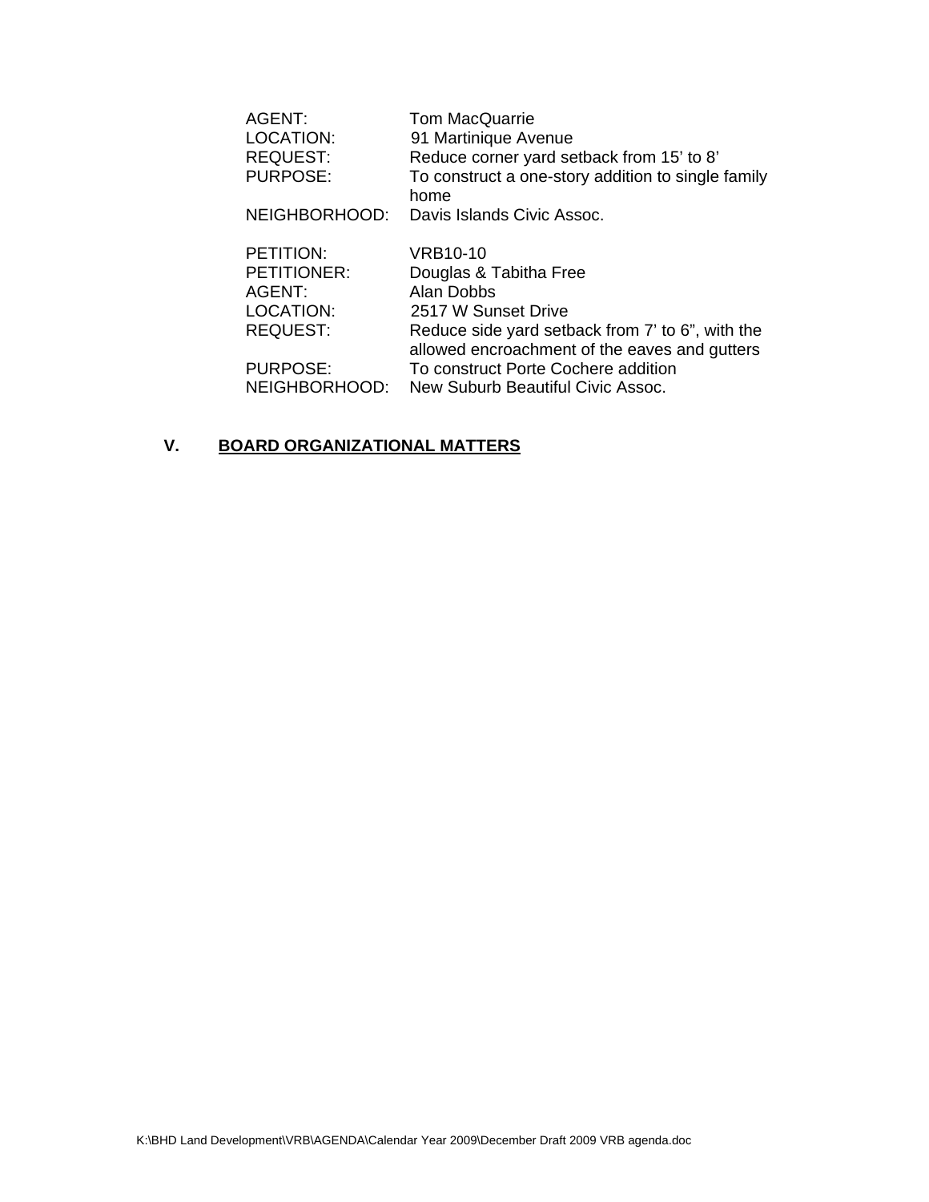| | |
|---|---|
| AGENT: | Tom MacQuarrie |
| LOCATION: | 91 Martinique Avenue |
| REQUEST: | Reduce corner yard setback from 15' to 8' |
| PURPOSE: | To construct a one-story addition to single family home |
| NEIGHBORHOOD: | Davis Islands Civic Assoc. |

| | |
|---|---|
| PETITION: | VRB10-10 |
| PETITIONER: | Douglas & Tabitha Free |
| AGENT: | Alan Dobbs |
| LOCATION: | 2517 W Sunset Drive |
| REQUEST: | Reduce side yard setback from 7' to 6", with the allowed encroachment of the eaves and gutters |
| PURPOSE: | To construct Porte Cochere addition |
| NEIGHBORHOOD: | New Suburb Beautiful Civic Assoc. |

## V. BOARD ORGANIZATIONAL MATTERS

K:\BHD Land Development\VRB\AGENDA\Calendar Year 2009\December Draft 2009 VRB agenda.doc